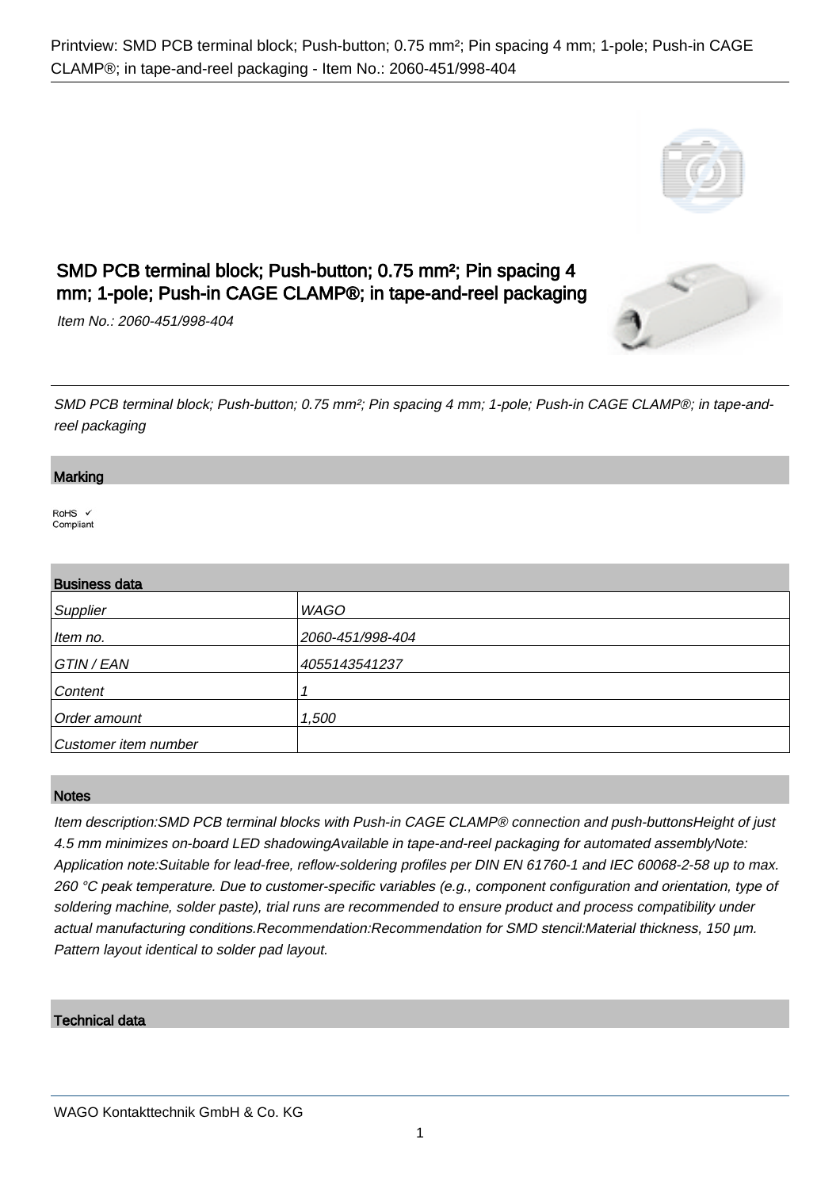Printview: SMD PCB terminal block; Push-button; 0.75 mm²; Pin spacing 4 mm; 1-pole; Push-in CAGE CLAMP®; in tape-and-reel packaging - Item No.: 2060-451/998-404

# SMD PCB terminal block; Push-button; 0.75 mm²; Pin spacing 4 mm; 1-pole; Push-in CAGE CLAMP®; in tape-and-reel packaging

*Item No.: 2060-451/998-404*

*SMD PCB terminal block; Push-button; 0.75 mm²; Pin spacing 4 mm; 1-pole; Push-in CAGE CLAMP®; in tape-and-reel packaging*

## Marking

RoHS ✓
Compliant

## Business data

| | |
|---|---|
| *Supplier* | *WAGO* |
| *Item no.* | *2060-451/998-404* |
| *GTIN / EAN* | *4055143541237* |
| *Content* | *1* |
| *Order amount* | *1,500* |
| *Customer item number* | |

## Notes

*Item description:SMD PCB terminal blocks with Push-in CAGE CLAMP® connection and push-buttonsHeight of just 4.5 mm minimizes on-board LED shadowingAvailable in tape-and-reel packaging for automated assemblyNote: Application note:Suitable for lead-free, reflow-soldering profiles per DIN EN 61760-1 and IEC 60068-2-58 up to max. 260 °C peak temperature. Due to customer-specific variables (e.g., component configuration and orientation, type of soldering machine, solder paste), trial runs are recommended to ensure product and process compatibility under actual manufacturing conditions.Recommendation:Recommendation for SMD stencil:Material thickness, 150 µm. Pattern layout identical to solder pad layout.*

## Technical data

WAGO Kontakttechnik GmbH & Co. KG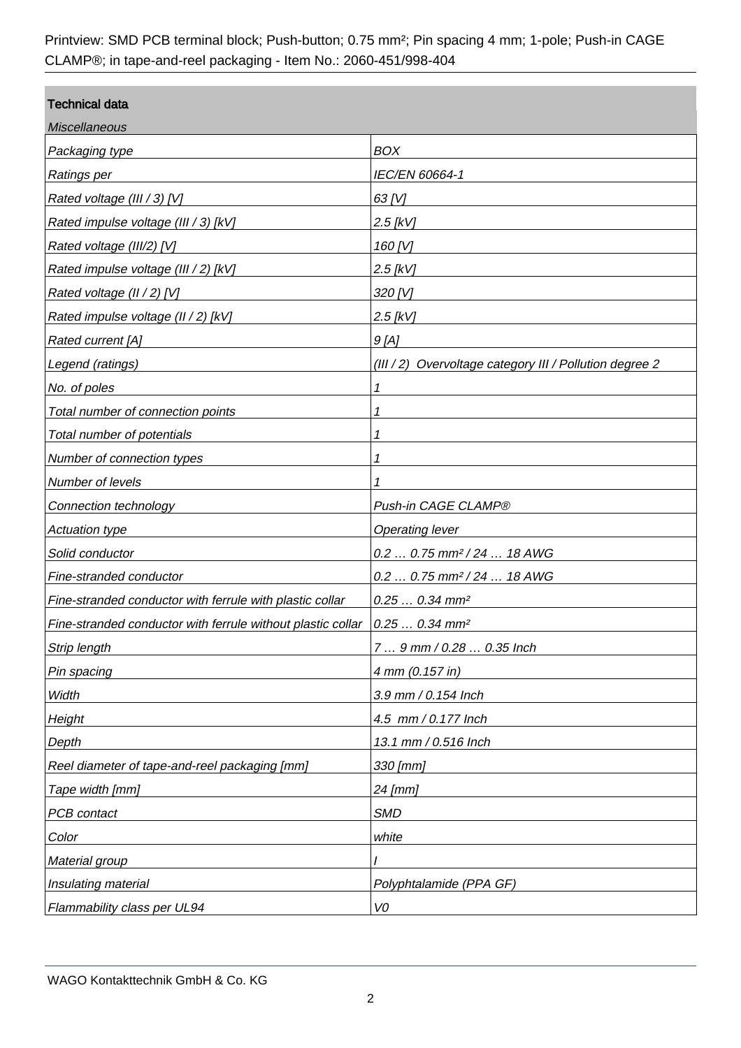Printview: SMD PCB terminal block; Push-button; 0.75 mm²; Pin spacing 4 mm; 1-pole; Push-in CAGE CLAMP®; in tape-and-reel packaging - Item No.: 2060-451/998-404

## Technical data

| *Miscellaneous* | |
|---|---|
| *Packaging type* | *BOX* |
| *Ratings per* | *IEC/EN 60664-1* |
| *Rated voltage (III / 3) [V]* | *63 [V]* |
| *Rated impulse voltage (III / 3) [kV]* | *2.5 [kV]* |
| *Rated voltage (III/2) [V]* | *160 [V]* |
| *Rated impulse voltage (III / 2) [kV]* | *2.5 [kV]* |
| *Rated voltage (II / 2) [V]* | *320 [V]* |
| *Rated impulse voltage (II / 2) [kV]* | *2.5 [kV]* |
| *Rated current [A]* | *9 [A]* |
| *Legend (ratings)* | *(III / 2) Overvoltage category III / Pollution degree 2* |
| *No. of poles* | *1* |
| *Total number of connection points* | *1* |
| *Total number of potentials* | *1* |
| *Number of connection types* | *1* |
| *Number of levels* | *1* |
| *Connection technology* | *Push-in CAGE CLAMP®* |
| *Actuation type* | *Operating lever* |
| *Solid conductor* | *0.2 … 0.75 mm² / 24 … 18 AWG* |
| *Fine-stranded conductor* | *0.2 … 0.75 mm² / 24 … 18 AWG* |
| *Fine-stranded conductor with ferrule with plastic collar* | *0.25 … 0.34 mm²* |
| *Fine-stranded conductor with ferrule without plastic collar* | *0.25 … 0.34 mm²* |
| *Strip length* | *7 … 9 mm / 0.28 … 0.35 Inch* |
| *Pin spacing* | *4 mm (0.157 in)* |
| *Width* | *3.9 mm / 0.154 Inch* |
| *Height* | *4.5 mm / 0.177 Inch* |
| *Depth* | *13.1 mm / 0.516 Inch* |
| *Reel diameter of tape-and-reel packaging [mm]* | *330 [mm]* |
| *Tape width [mm]* | *24 [mm]* |
| *PCB contact* | *SMD* |
| *Color* | *white* |
| *Material group* | *I* |
| *Insulating material* | *Polyphtalamide (PPA GF)* |
| *Flammability class per UL94* | *V0* |

WAGO Kontakttechnik GmbH & Co. KG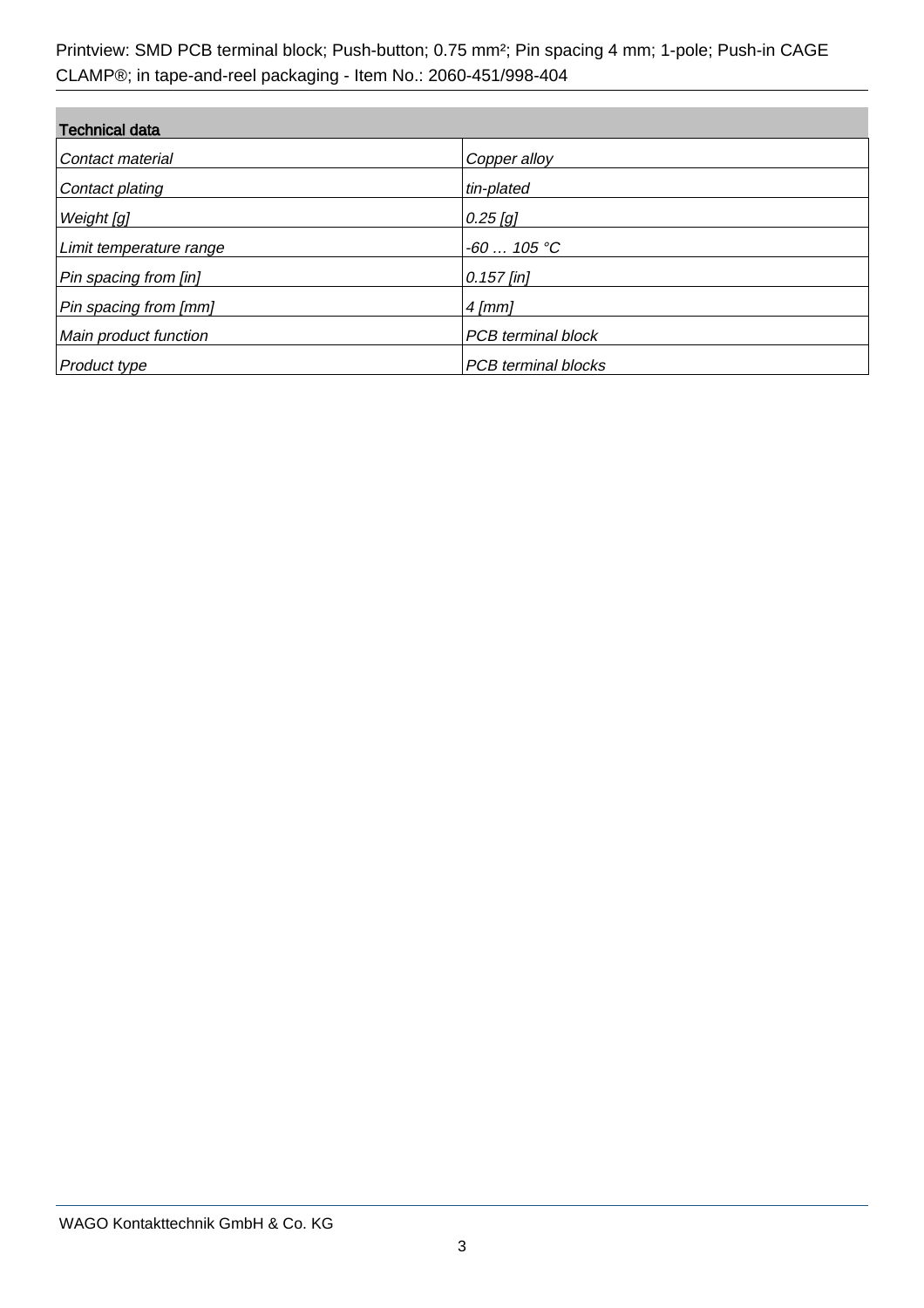| Technical data | |
|---|---|
| *Contact material* | *Copper alloy* |
| *Contact plating* | *tin-plated* |
| *Weight [g]* | *0.25 [g]* |
| *Limit temperature range* | *-60 … 105 °C* |
| *Pin spacing from [in]* | *0.157 [in]* |
| *Pin spacing from [mm]* | *4 [mm]* |
| *Main product function* | *PCB terminal block* |
| *Product type* | *PCB terminal blocks* |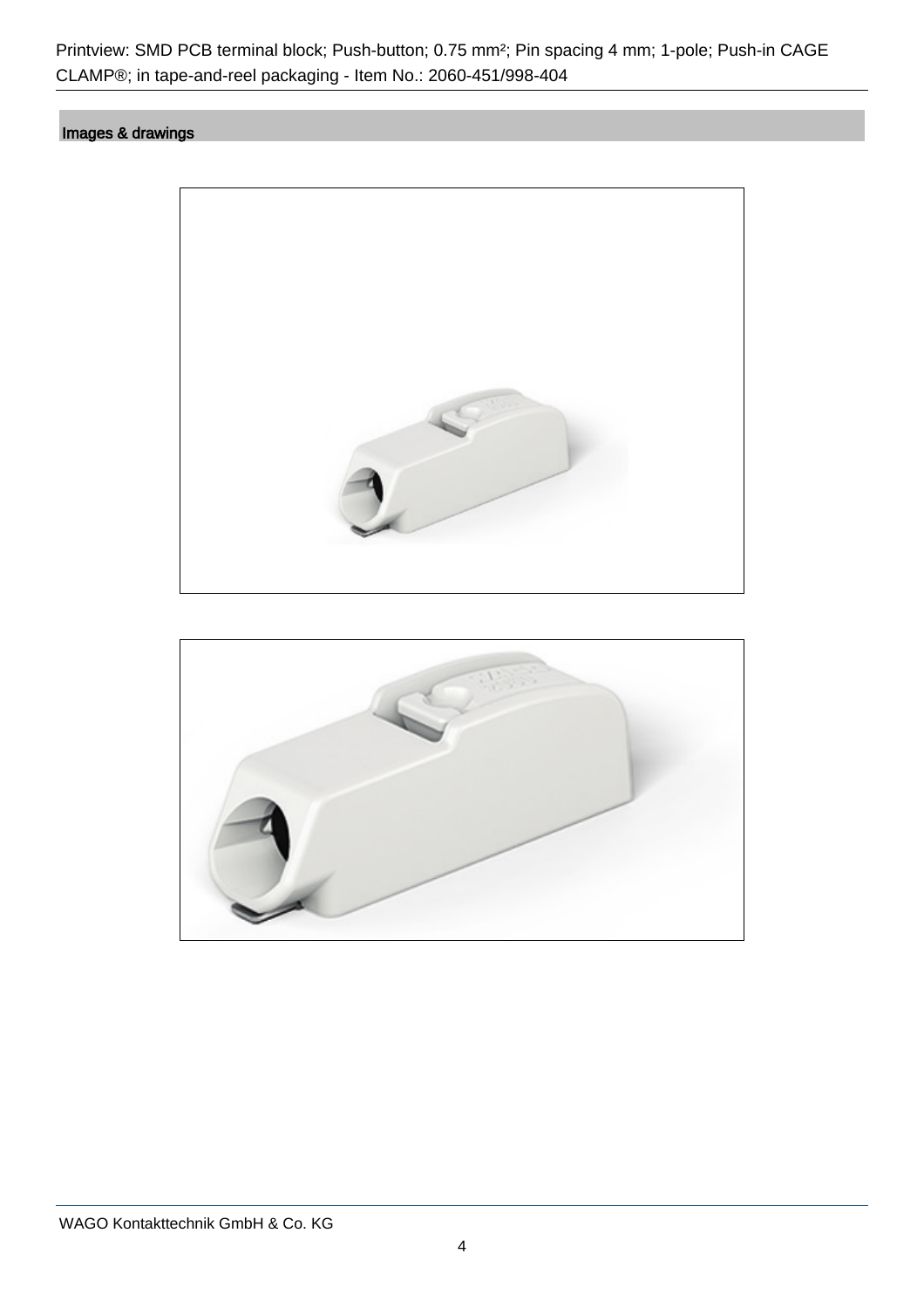## Images & drawings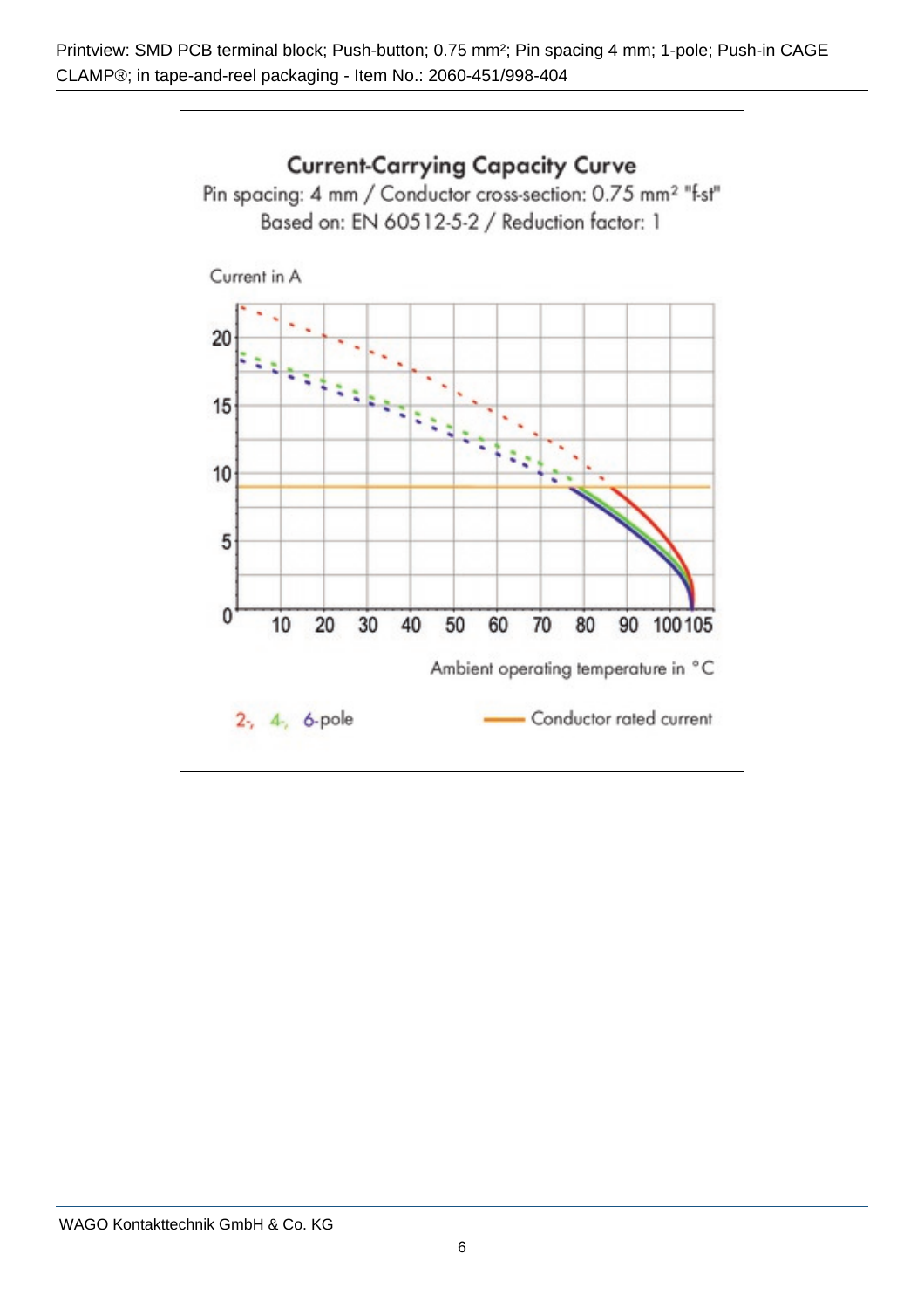**Current-Carrying Capacity Curve**

Pin spacing: 4 mm / Conductor cross-section: 0.75 mm² "f-st"

Based on: EN 60512-5-2 / Reduction factor: 1

Current in A

0, 5, 10, 15, 20

10, 20, 30, 40, 50, 60, 70, 80, 90, 100, 105

Ambient operating temperature in °C

2-, 4-, 6-pole

Conductor rated current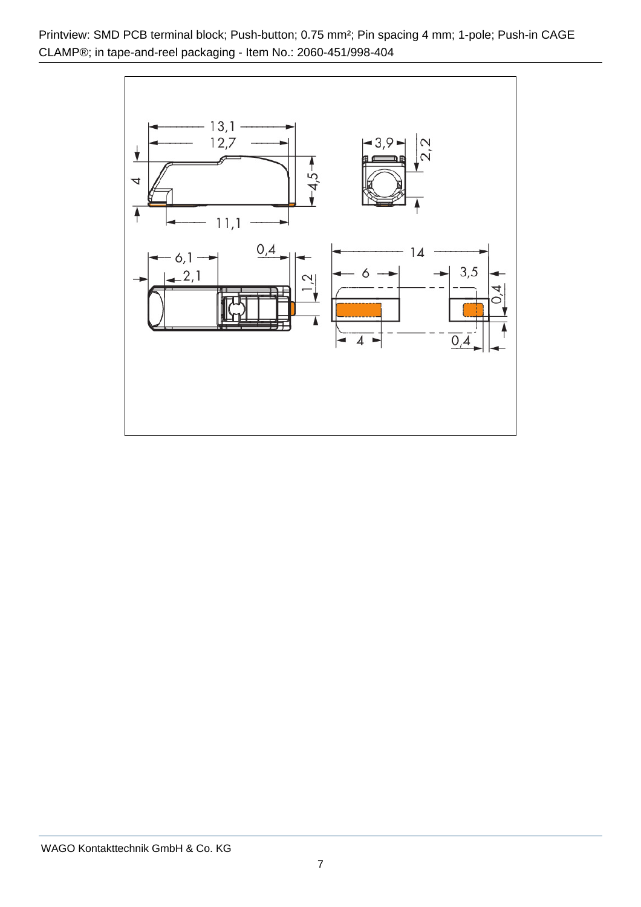Printview: SMD PCB terminal block; Push-button; 0.75 mm²; Pin spacing 4 mm; 1-pole; Push-in CAGE CLAMP®; in tape-and-reel packaging - Item No.: 2060-451/998-404

13,1

12,7

4

4,5

11,1

3,9

2,2

6,1

2,1

0,4

1,2

14

6

3,5

0,4

4

0,4

WAGO Kontakttechnik GmbH & Co. KG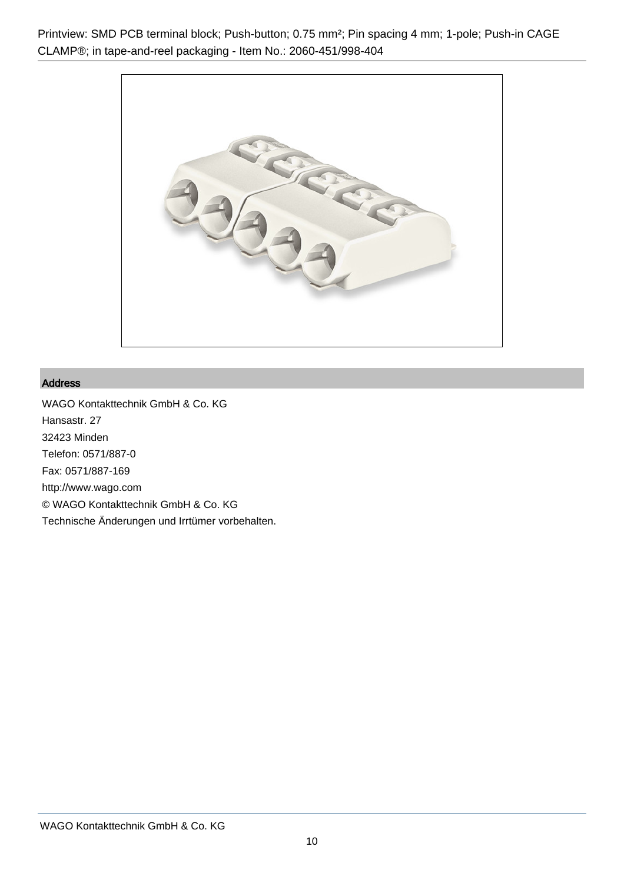## Address

WAGO Kontakttechnik GmbH & Co. KG
Hansastr. 27
32423 Minden
Telefon: 0571/887-0
Fax: 0571/887-169
http://www.wago.com
© WAGO Kontakttechnik GmbH & Co. KG
Technische Änderungen und Irrtümer vorbehalten.